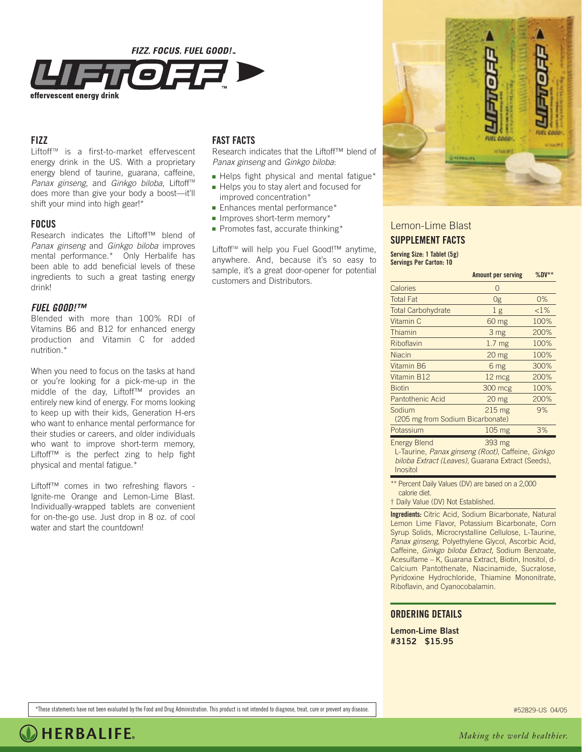*FIZZ. FOCUS. FUEL GOOD!™*

# LIFTOFF™

**effervescent energy drink**

## FIZZ

Liftoff™ is a first-to-market effervescent energy drink in the US. With a proprietary energy blend of taurine, guarana, caffeine, *Panax ginseng*, and *Ginkgo biloba*, Liftoff™ does more than give your body a boost—it'll shift your mind into high gear!*

## FOCUS

Research indicates the Liftoff™ blend of *Panax ginseng* and *Ginkgo biloba* improves mental performance.* Only Herbalife has been able to add beneficial levels of these ingredients to such a great tasting energy drink!

## *FUEL GOOD!™*

Blended with more than 100% RDI of Vitamins B6 and B12 for enhanced energy production and Vitamin C for added nutrition.*

When you need to focus on the tasks at hand or you're looking for a pick-me-up in the middle of the day, Liftoff™ provides an entirely new kind of energy. For moms looking to keep up with their kids, Generation H-ers who want to enhance mental performance for their studies or careers, and older individuals who want to improve short-term memory, Liftoff™ is the perfect zing to help fight physical and mental fatigue.*

Liftoff™ comes in two refreshing flavors - Ignite-me Orange and Lemon-Lime Blast. Individually-wrapped tablets are convenient for on-the-go use. Just drop in 8 oz. of cool water and start the countdown!

## FAST FACTS

Research indicates that the Liftoff™ blend of *Panax ginseng* and *Ginkgo biloba*:

- Helps fight physical and mental fatigue*
- Helps you to stay alert and focused for improved concentration*
- Enhances mental performance*
- Improves short-term memory*
- Promotes fast, accurate thinking*

Liftoff™ will help you Fuel Good!™ anytime, anywhere. And, because it's so easy to sample, it's a great door-opener for potential customers and Distributors.

## Lemon-Lime Blast

### SUPPLEMENT FACTS

**Serving Size: 1 Tablet (5g)**
**Servings Per Carton: 10**

| | Amount per serving | %DV** |
|---|---|---|
| Calories | 0 | |
| Total Fat | 0g | 0% |
| Total Carbohydrate | 1 g | <1% |
| Vitamin C | 60 mg | 100% |
| Thiamin | 3 mg | 200% |
| Riboflavin | 1.7 mg | 100% |
| Niacin | 20 mg | 100% |
| Vitamin B6 | 6 mg | 300% |
| Vitamin B12 | 12 mcg | 200% |
| Biotin | 300 mcg | 100% |
| Pantothenic Acid | 20 mg | 200% |
| Sodium (205 mg from Sodium Bicarbonate) | 215 mg | 9% |
| Potassium | 105 mg | 3% |
| Energy Blend: L-Taurine, *Panax ginseng (Root)*, Caffeine, *Ginkgo biloba Extract (Leaves)*, Guarana Extract (Seeds), Inositol | 393 mg | |

** Percent Daily Values (DV) are based on a 2,000 calorie diet.

† Daily Value (DV) Not Established.

**Ingredients:** Citric Acid, Sodium Bicarbonate, Natural Lemon Lime Flavor, Potassium Bicarbonate, Corn Syrup Solids, Microcrystalline Cellulose, L-Taurine, *Panax ginseng*, Polyethylene Glycol, Ascorbic Acid, Caffeine, *Ginkgo biloba Extract*, Sodium Benzoate, Acesulfame – K, Guarana Extract, Biotin, Inositol, d-Calcium Pantothenate, Niacinamide, Sucralose, Pyridoxine Hydrochloride, Thiamine Mononitrate, Riboflavin, and Cyanocobalamin.

## ORDERING DETAILS

**Lemon-Lime Blast**
**#3152 $15.95**

*These statements have not been evaluated by the Food and Drug Administration. This product is not intended to diagnose, treat, cure or prevent any disease.

#52829-US 04/05

HERBALIFE.

*Making the world healthier.*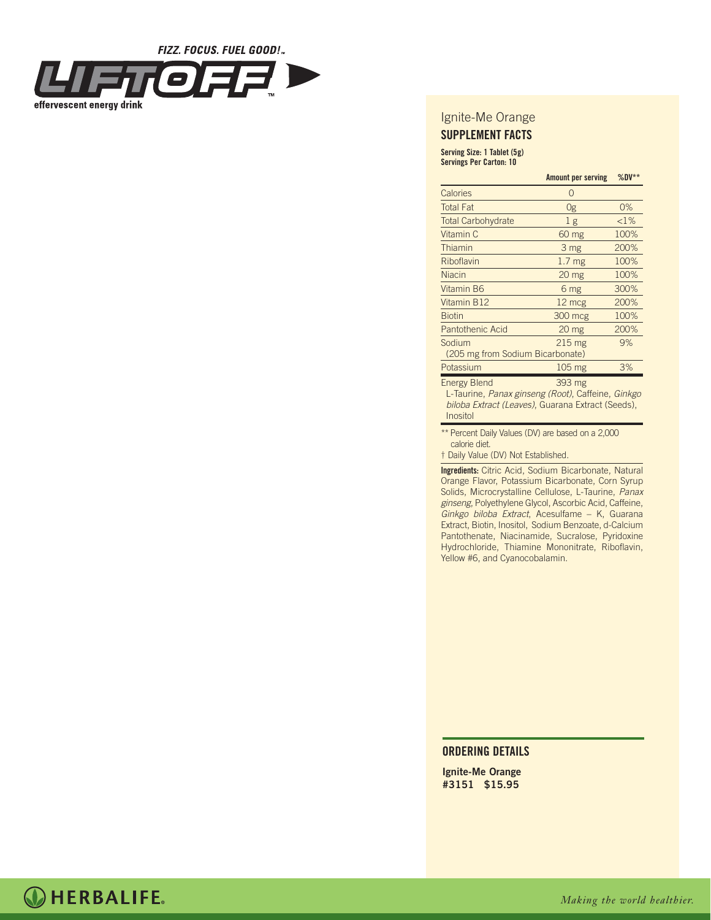FIZZ. FOCUS. FUEL GOOD!™

# LIFTOFF™

effervescent energy drink

## Ignite-Me Orange

### SUPPLEMENT FACTS

**Serving Size: 1 Tablet (5g)**
**Servings Per Carton: 10**

| | Amount per serving | %DV** |
|---|---|---|
| Calories | 0 | |
| Total Fat | 0g | 0% |
| Total Carbohydrate | 1 g | <1% |
| Vitamin C | 60 mg | 100% |
| Thiamin | 3 mg | 200% |
| Riboflavin | 1.7 mg | 100% |
| Niacin | 20 mg | 100% |
| Vitamin B6 | 6 mg | 300% |
| Vitamin B12 | 12 mcg | 200% |
| Biotin | 300 mcg | 100% |
| Pantothenic Acid | 20 mg | 200% |
| Sodium (205 mg from Sodium Bicarbonate) | 215 mg | 9% |
| Potassium | 105 mg | 3% |
| Energy Blend L-Taurine, *Panax ginseng (Root)*, Caffeine, *Ginkgo biloba Extract (Leaves)*, Guarana Extract (Seeds), Inositol | 393 mg | |

** Percent Daily Values (DV) are based on a 2,000 calorie diet.

† Daily Value (DV) Not Established.

**Ingredients:** Citric Acid, Sodium Bicarbonate, Natural Orange Flavor, Potassium Bicarbonate, Corn Syrup Solids, Microcrystalline Cellulose, L-Taurine, *Panax ginseng*, Polyethylene Glycol, Ascorbic Acid, Caffeine, *Ginkgo biloba Extract*, Acesulfame – K, Guarana Extract, Biotin, Inositol, Sodium Benzoate, d-Calcium Pantothenate, Niacinamide, Sucralose, Pyridoxine Hydrochloride, Thiamine Mononitrate, Riboflavin, Yellow #6, and Cyanocobalamin.

### ORDERING DETAILS

**Ignite-Me Orange**
**#3151 $15.95**

HERBALIFE.

*Making the world healthier.*